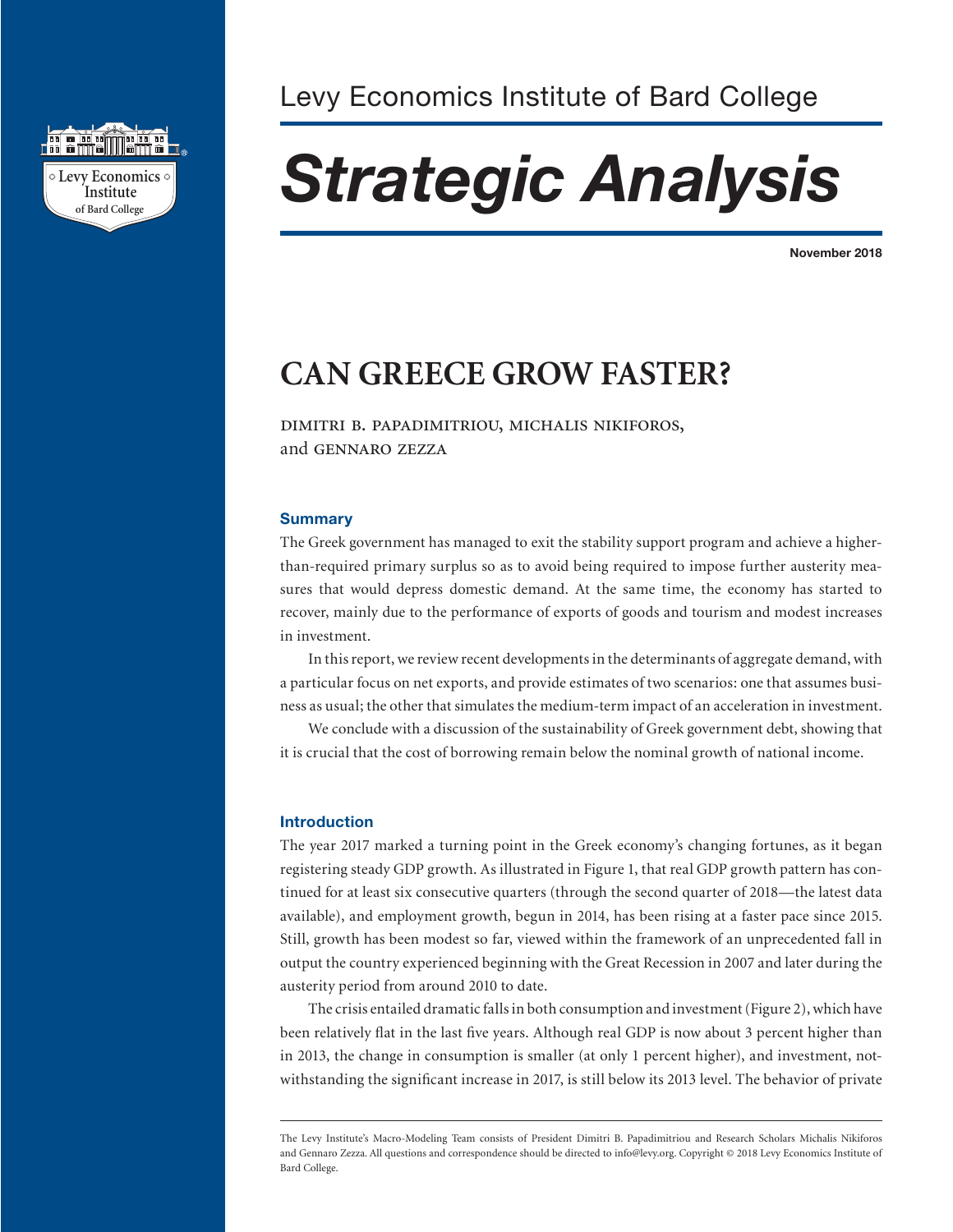Levy Economics Institute of Bard College

# *Strategic Analysis*

**November 2018**

## CAN GREECE GROW FASTER?

DIMITRI B. PAPADIMITRIOU, MICHALIS NIKIFOROS, and GENNARO ZEZZA

### Summary

The Greek government has managed to exit the stability support program and achieve a higher-than-required primary surplus so as to avoid being required to impose further austerity measures that would depress domestic demand. At the same time, the economy has started to recover, mainly due to the performance of exports of goods and tourism and modest increases in investment.

In this report, we review recent developments in the determinants of aggregate demand, with a particular focus on net exports, and provide estimates of two scenarios: one that assumes business as usual; the other that simulates the medium-term impact of an acceleration in investment.

We conclude with a discussion of the sustainability of Greek government debt, showing that it is crucial that the cost of borrowing remain below the nominal growth of national income.

### Introduction

The year 2017 marked a turning point in the Greek economy's changing fortunes, as it began registering steady GDP growth. As illustrated in Figure 1, that real GDP growth pattern has continued for at least six consecutive quarters (through the second quarter of 2018—the latest data available), and employment growth, begun in 2014, has been rising at a faster pace since 2015. Still, growth has been modest so far, viewed within the framework of an unprecedented fall in output the country experienced beginning with the Great Recession in 2007 and later during the austerity period from around 2010 to date.

The crisis entailed dramatic falls in both consumption and investment (Figure 2), which have been relatively flat in the last five years. Although real GDP is now about 3 percent higher than in 2013, the change in consumption is smaller (at only 1 percent higher), and investment, notwithstanding the significant increase in 2017, is still below its 2013 level. The behavior of private

The Levy Institute's Macro-Modeling Team consists of President Dimitri B. Papadimitriou and Research Scholars Michalis Nikiforos and Gennaro Zezza. All questions and correspondence should be directed to info@levy.org. Copyright © 2018 Levy Economics Institute of Bard College.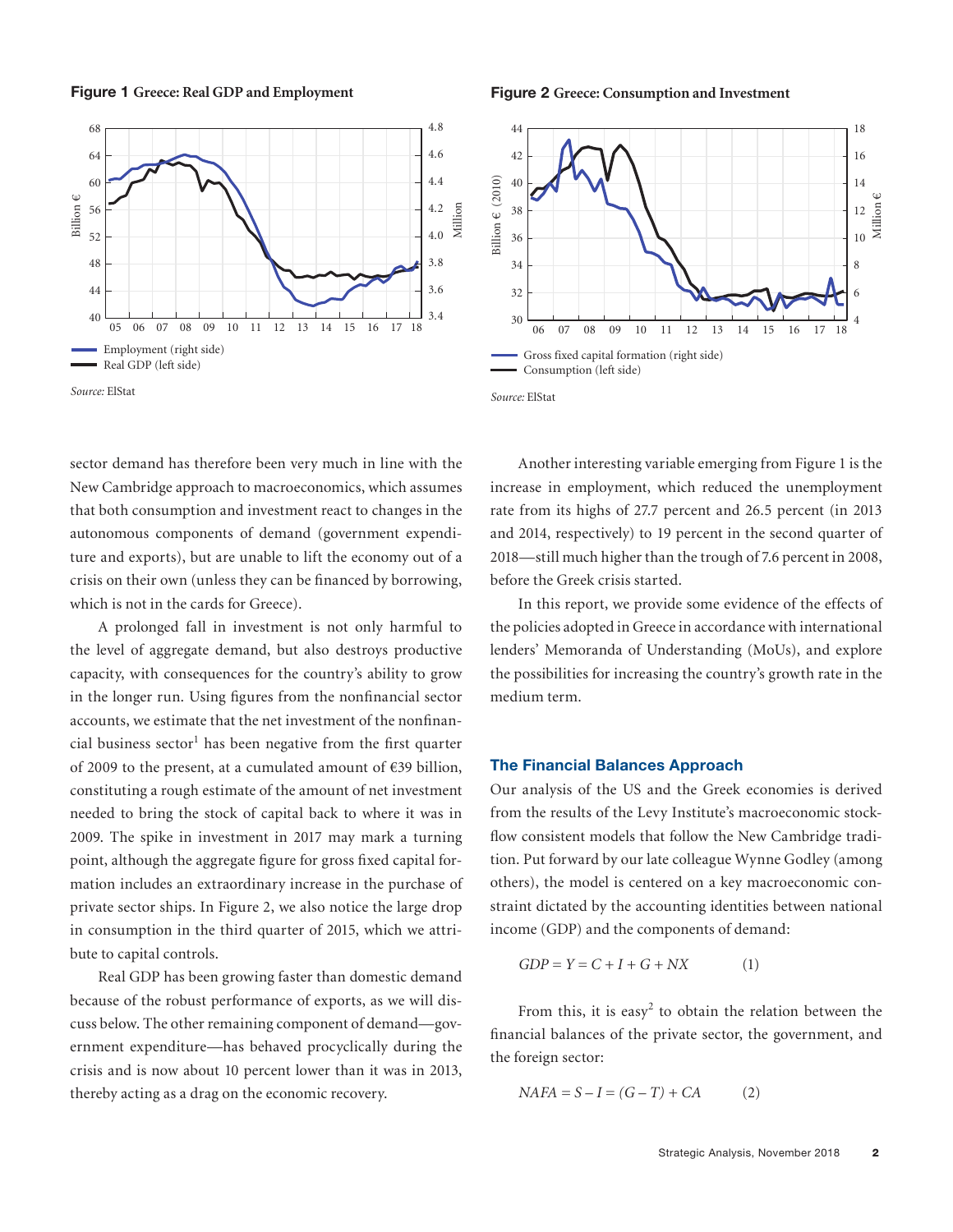**Figure 1** Greece: Real GDP and Employment

Source: ElStat

**Figure 2** Greece: Consumption and Investment

Source: ElStat

sector demand has therefore been very much in line with the New Cambridge approach to macroeconomics, which assumes that both consumption and investment react to changes in the autonomous components of demand (government expenditure and exports), but are unable to lift the economy out of a crisis on their own (unless they can be financed by borrowing, which is not in the cards for Greece).

A prolonged fall in investment is not only harmful to the level of aggregate demand, but also destroys productive capacity, with consequences for the country's ability to grow in the longer run. Using figures from the nonfinancial sector accounts, we estimate that the net investment of the nonfinancial business sector[1] has been negative from the first quarter of 2009 to the present, at a cumulated amount of €39 billion, constituting a rough estimate of the amount of net investment needed to bring the stock of capital back to where it was in 2009. The spike in investment in 2017 may mark a turning point, although the aggregate figure for gross fixed capital formation includes an extraordinary increase in the purchase of private sector ships. In Figure 2, we also notice the large drop in consumption in the third quarter of 2015, which we attribute to capital controls.

Real GDP has been growing faster than domestic demand because of the robust performance of exports, as we will discuss below. The other remaining component of demand—government expenditure—has behaved procyclically during the crisis and is now about 10 percent lower than it was in 2013, thereby acting as a drag on the economic recovery.

Another interesting variable emerging from Figure 1 is the increase in employment, which reduced the unemployment rate from its highs of 27.7 percent and 26.5 percent (in 2013 and 2014, respectively) to 19 percent in the second quarter of 2018—still much higher than the trough of 7.6 percent in 2008, before the Greek crisis started.

In this report, we provide some evidence of the effects of the policies adopted in Greece in accordance with international lenders' Memoranda of Understanding (MoUs), and explore the possibilities for increasing the country's growth rate in the medium term.

## The Financial Balances Approach

Our analysis of the US and the Greek economies is derived from the results of the Levy Institute's macroeconomic stock-flow consistent models that follow the New Cambridge tradition. Put forward by our late colleague Wynne Godley (among others), the model is centered on a key macroeconomic constraint dictated by the accounting identities between national income (GDP) and the components of demand:

$$GDP = Y = C + I + G + NX \qquad (1)$$

From this, it is easy[2] to obtain the relation between the financial balances of the private sector, the government, and the foreign sector:

$$NAFA = S - I = (G - T) + CA \qquad (2)$$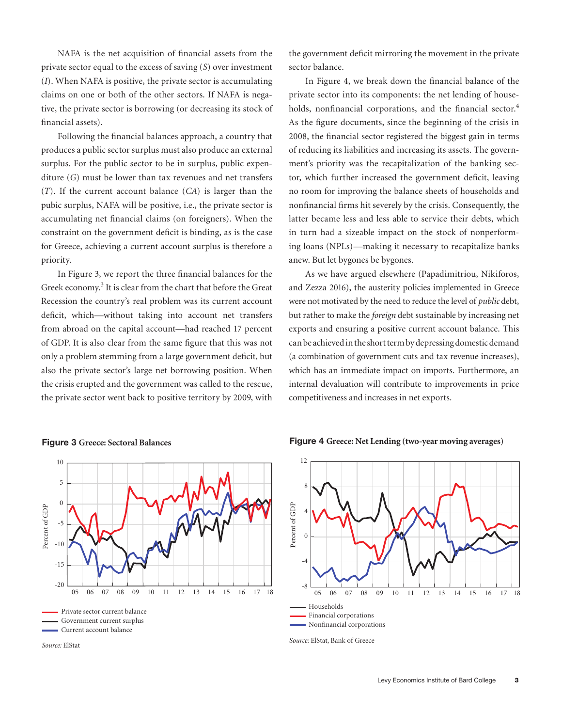NAFA is the net acquisition of financial assets from the private sector equal to the excess of saving (*S*) over investment (*I*). When NAFA is positive, the private sector is accumulating claims on one or both of the other sectors. If NAFA is negative, the private sector is borrowing (or decreasing its stock of financial assets).

Following the financial balances approach, a country that produces a public sector surplus must also produce an external surplus. For the public sector to be in surplus, public expenditure (*G*) must be lower than tax revenues and net transfers (*T*). If the current account balance (*CA*) is larger than the pubic surplus, NAFA will be positive, i.e., the private sector is accumulating net financial claims (on foreigners). When the constraint on the government deficit is binding, as is the case for Greece, achieving a current account surplus is therefore a priority.

In Figure 3, we report the three financial balances for the Greek economy.[3] It is clear from the chart that before the Great Recession the country's real problem was its current account deficit, which—without taking into account net transfers from abroad on the capital account—had reached 17 percent of GDP. It is also clear from the same figure that this was not only a problem stemming from a large government deficit, but also the private sector's large net borrowing position. When the crisis erupted and the government was called to the rescue, the private sector went back to positive territory by 2009, with the government deficit mirroring the movement in the private sector balance.

In Figure 4, we break down the financial balance of the private sector into its components: the net lending of households, nonfinancial corporations, and the financial sector.[4] As the figure documents, since the beginning of the crisis in 2008, the financial sector registered the biggest gain in terms of reducing its liabilities and increasing its assets. The government's priority was the recapitalization of the banking sector, which further increased the government deficit, leaving no room for improving the balance sheets of households and nonfinancial firms hit severely by the crisis. Consequently, the latter became less and less able to service their debts, which in turn had a sizeable impact on the stock of nonperforming loans (NPLs)—making it necessary to recapitalize banks anew. But let bygones be bygones.

As we have argued elsewhere (Papadimitriou, Nikiforos, and Zezza 2016), the austerity policies implemented in Greece were not motivated by the need to reduce the level of *public* debt, but rather to make the *foreign* debt sustainable by increasing net exports and ensuring a positive current account balance. This can be achieved in the short term by depressing domestic demand (a combination of government cuts and tax revenue increases), which has an immediate impact on imports. Furthermore, an internal devaluation will contribute to improvements in price competitiveness and increases in net exports.

**Figure 3** Greece: Sectoral Balances

Legend: Private sector current balance; Government current surplus; Current account balance

*Source:* ElStat

**Figure 4** Greece: Net Lending (two-year moving averages)

Legend: Households; Financial corporations; Nonfinancial corporations

*Source:* ElStat, Bank of Greece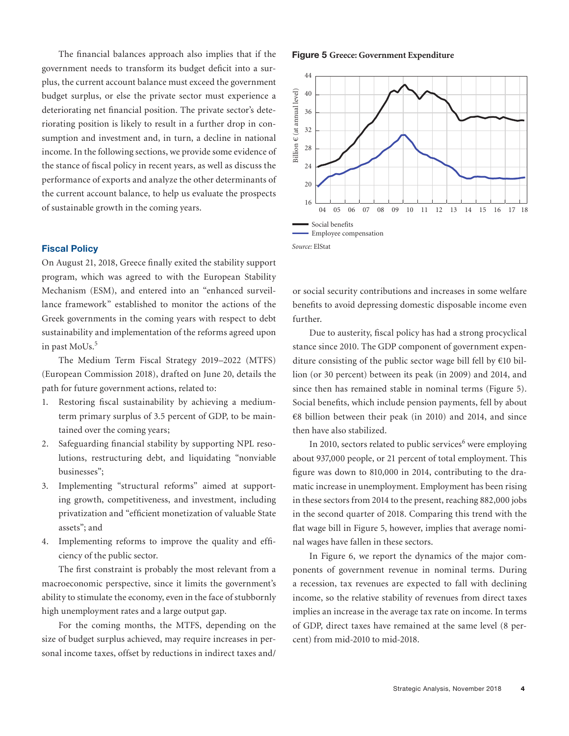The financial balances approach also implies that if the government needs to transform its budget deficit into a surplus, the current account balance must exceed the government budget surplus, or else the private sector must experience a deteriorating net financial position. The private sector's deteriorating position is likely to result in a further drop in consumption and investment and, in turn, a decline in national income. In the following sections, we provide some evidence of the stance of fiscal policy in recent years, as well as discuss the performance of exports and analyze the other determinants of the current account balance, to help us evaluate the prospects of sustainable growth in the coming years.

## Fiscal Policy

On August 21, 2018, Greece finally exited the stability support program, which was agreed to with the European Stability Mechanism (ESM), and entered into an "enhanced surveillance framework" established to monitor the actions of the Greek governments in the coming years with respect to debt sustainability and implementation of the reforms agreed upon in past MoUs.[5]

The Medium Term Fiscal Strategy 2019–2022 (MTFS) (European Commission 2018), drafted on June 20, details the path for future government actions, related to:

1. Restoring fiscal sustainability by achieving a medium-term primary surplus of 3.5 percent of GDP, to be maintained over the coming years;
2. Safeguarding financial stability by supporting NPL resolutions, restructuring debt, and liquidating "nonviable businesses";
3. Implementing "structural reforms" aimed at supporting growth, competitiveness, and investment, including privatization and "efficient monetization of valuable State assets"; and
4. Implementing reforms to improve the quality and efficiency of the public sector.

The first constraint is probably the most relevant from a macroeconomic perspective, since it limits the government's ability to stimulate the economy, even in the face of stubbornly high unemployment rates and a large output gap.

For the coming months, the MTFS, depending on the size of budget surplus achieved, may require increases in personal income taxes, offset by reductions in indirect taxes and/or social security contributions and increases in some welfare benefits to avoid depressing domestic disposable income even further.

**Figure 5** Greece: Government Expenditure

*Source:* ElStat

Due to austerity, fiscal policy has had a strong procyclical stance since 2010. The GDP component of government expenditure consisting of the public sector wage bill fell by €10 billion (or 30 percent) between its peak (in 2009) and 2014, and since then has remained stable in nominal terms (Figure 5). Social benefits, which include pension payments, fell by about €8 billion between their peak (in 2010) and 2014, and since then have also stabilized.

In 2010, sectors related to public services[6] were employing about 937,000 people, or 21 percent of total employment. This figure was down to 810,000 in 2014, contributing to the dramatic increase in unemployment. Employment has been rising in these sectors from 2014 to the present, reaching 882,000 jobs in the second quarter of 2018. Comparing this trend with the flat wage bill in Figure 5, however, implies that average nominal wages have fallen in these sectors.

In Figure 6, we report the dynamics of the major components of government revenue in nominal terms. During a recession, tax revenues are expected to fall with declining income, so the relative stability of revenues from direct taxes implies an increase in the average tax rate on income. In terms of GDP, direct taxes have remained at the same level (8 percent) from mid-2010 to mid-2018.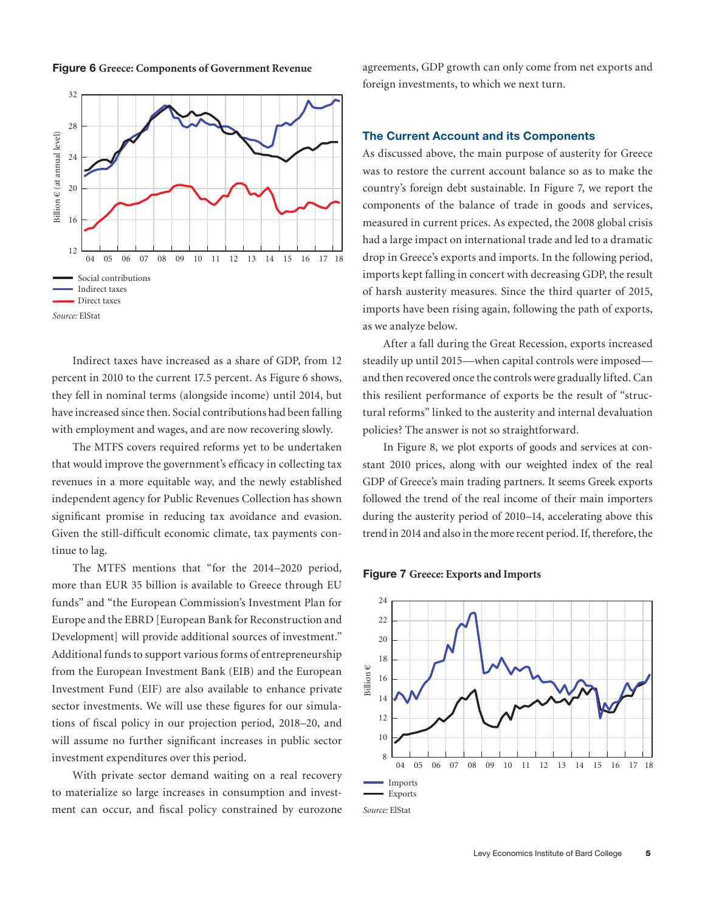**Figure 6** Greece: Components of Government Revenue

Social contributions
Indirect taxes
Direct taxes

*Source:* ElStat

Indirect taxes have increased as a share of GDP, from 12 percent in 2010 to the current 17.5 percent. As Figure 6 shows, they fell in nominal terms (alongside income) until 2014, but have increased since then. Social contributions had been falling with employment and wages, and are now recovering slowly.

The MTFS covers required reforms yet to be undertaken that would improve the government's efficacy in collecting tax revenues in a more equitable way, and the newly established independent agency for Public Revenues Collection has shown significant promise in reducing tax avoidance and evasion. Given the still-difficult economic climate, tax payments continue to lag.

The MTFS mentions that "for the 2014–2020 period, more than EUR 35 billion is available to Greece through EU funds" and "the European Commission's Investment Plan for Europe and the EBRD [European Bank for Reconstruction and Development] will provide additional sources of investment." Additional funds to support various forms of entrepreneurship from the European Investment Bank (EIB) and the European Investment Fund (EIF) are also available to enhance private sector investments. We will use these figures for our simulations of fiscal policy in our projection period, 2018–20, and will assume no further significant increases in public sector investment expenditures over this period.

With private sector demand waiting on a real recovery to materialize so large increases in consumption and investment can occur, and fiscal policy constrained by eurozone agreements, GDP growth can only come from net exports and foreign investments, to which we next turn.

## The Current Account and its Components

As discussed above, the main purpose of austerity for Greece was to restore the current account balance so as to make the country's foreign debt sustainable. In Figure 7, we report the components of the balance of trade in goods and services, measured in current prices. As expected, the 2008 global crisis had a large impact on international trade and led to a dramatic drop in Greece's exports and imports. In the following period, imports kept falling in concert with decreasing GDP, the result of harsh austerity measures. Since the third quarter of 2015, imports have been rising again, following the path of exports, as we analyze below.

After a fall during the Great Recession, exports increased steadily up until 2015—when capital controls were imposed—and then recovered once the controls were gradually lifted. Can this resilient performance of exports be the result of "structural reforms" linked to the austerity and internal devaluation policies? The answer is not so straightforward.

In Figure 8, we plot exports of goods and services at constant 2010 prices, along with our weighted index of the real GDP of Greece's main trading partners. It seems Greek exports followed the trend of the real income of their main importers during the austerity period of 2010–14, accelerating above this trend in 2014 and also in the more recent period. If, therefore, the

**Figure 7** Greece: Exports and Imports

Imports
Exports

*Source:* ElStat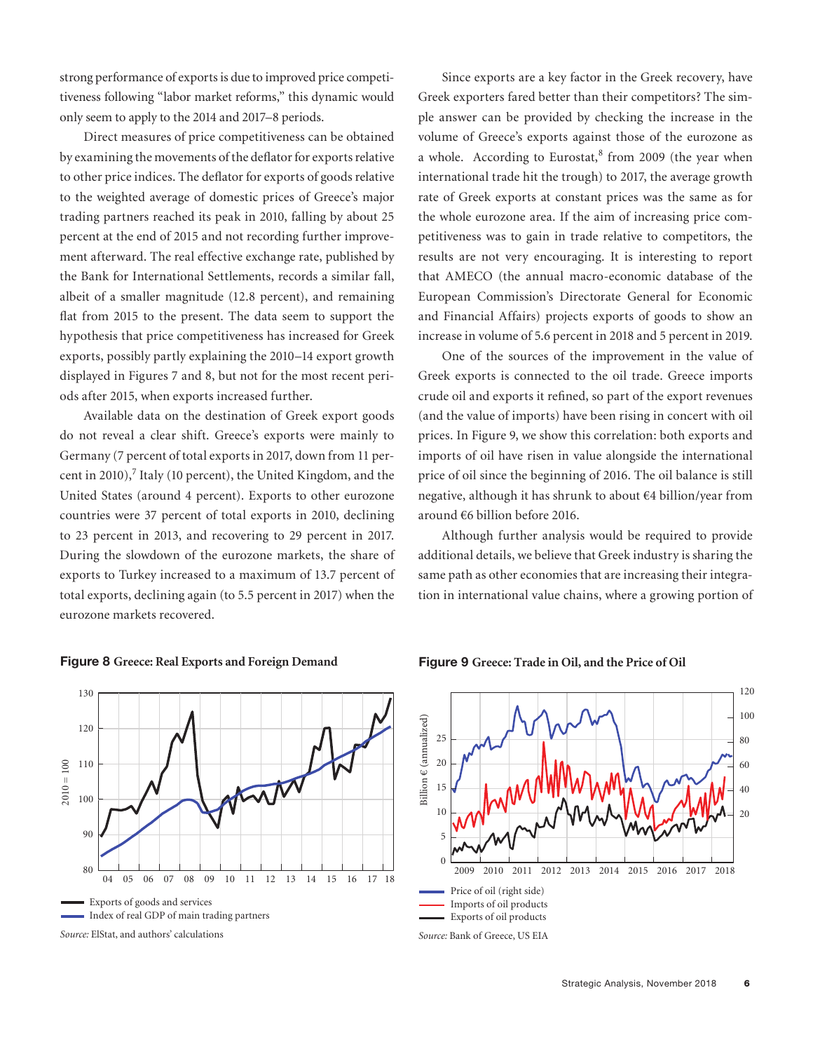strong performance of exports is due to improved price competitiveness following "labor market reforms," this dynamic would only seem to apply to the 2014 and 2017–8 periods.

Direct measures of price competitiveness can be obtained by examining the movements of the deflator for exports relative to other price indices. The deflator for exports of goods relative to the weighted average of domestic prices of Greece's major trading partners reached its peak in 2010, falling by about 25 percent at the end of 2015 and not recording further improvement afterward. The real effective exchange rate, published by the Bank for International Settlements, records a similar fall, albeit of a smaller magnitude (12.8 percent), and remaining flat from 2015 to the present. The data seem to support the hypothesis that price competitiveness has increased for Greek exports, possibly partly explaining the 2010–14 export growth displayed in Figures 7 and 8, but not for the most recent periods after 2015, when exports increased further.

Available data on the destination of Greek export goods do not reveal a clear shift. Greece's exports were mainly to Germany (7 percent of total exports in 2017, down from 11 percent in 2010),[7] Italy (10 percent), the United Kingdom, and the United States (around 4 percent). Exports to other eurozone countries were 37 percent of total exports in 2010, declining to 23 percent in 2013, and recovering to 29 percent in 2017. During the slowdown of the eurozone markets, the share of exports to Turkey increased to a maximum of 13.7 percent of total exports, declining again (to 5.5 percent in 2017) when the eurozone markets recovered.

Since exports are a key factor in the Greek recovery, have Greek exporters fared better than their competitors? The simple answer can be provided by checking the increase in the volume of Greece's exports against those of the eurozone as a whole. According to Eurostat,[8] from 2009 (the year when international trade hit the trough) to 2017, the average growth rate of Greek exports at constant prices was the same as for the whole eurozone area. If the aim of increasing price competitiveness was to gain in trade relative to competitors, the results are not very encouraging. It is interesting to report that AMECO (the annual macro-economic database of the European Commission's Directorate General for Economic and Financial Affairs) projects exports of goods to show an increase in volume of 5.6 percent in 2018 and 5 percent in 2019.

One of the sources of the improvement in the value of Greek exports is connected to the oil trade. Greece imports crude oil and exports it refined, so part of the export revenues (and the value of imports) have been rising in concert with oil prices. In Figure 9, we show this correlation: both exports and imports of oil have risen in value alongside the international price of oil since the beginning of 2016. The oil balance is still negative, although it has shrunk to about €4 billion/year from around €6 billion before 2016.

Although further analysis would be required to provide additional details, we believe that Greek industry is sharing the same path as other economies that are increasing their integration in international value chains, where a growing portion of

**Figure 8** Greece: Real Exports and Foreign Demand

Exports of goods and services
Index of real GDP of main trading partners

*Source:* ElStat, and authors' calculations

**Figure 9** Greece: Trade in Oil, and the Price of Oil

Price of oil (right side)
Imports of oil products
Exports of oil products

*Source:* Bank of Greece, US EIA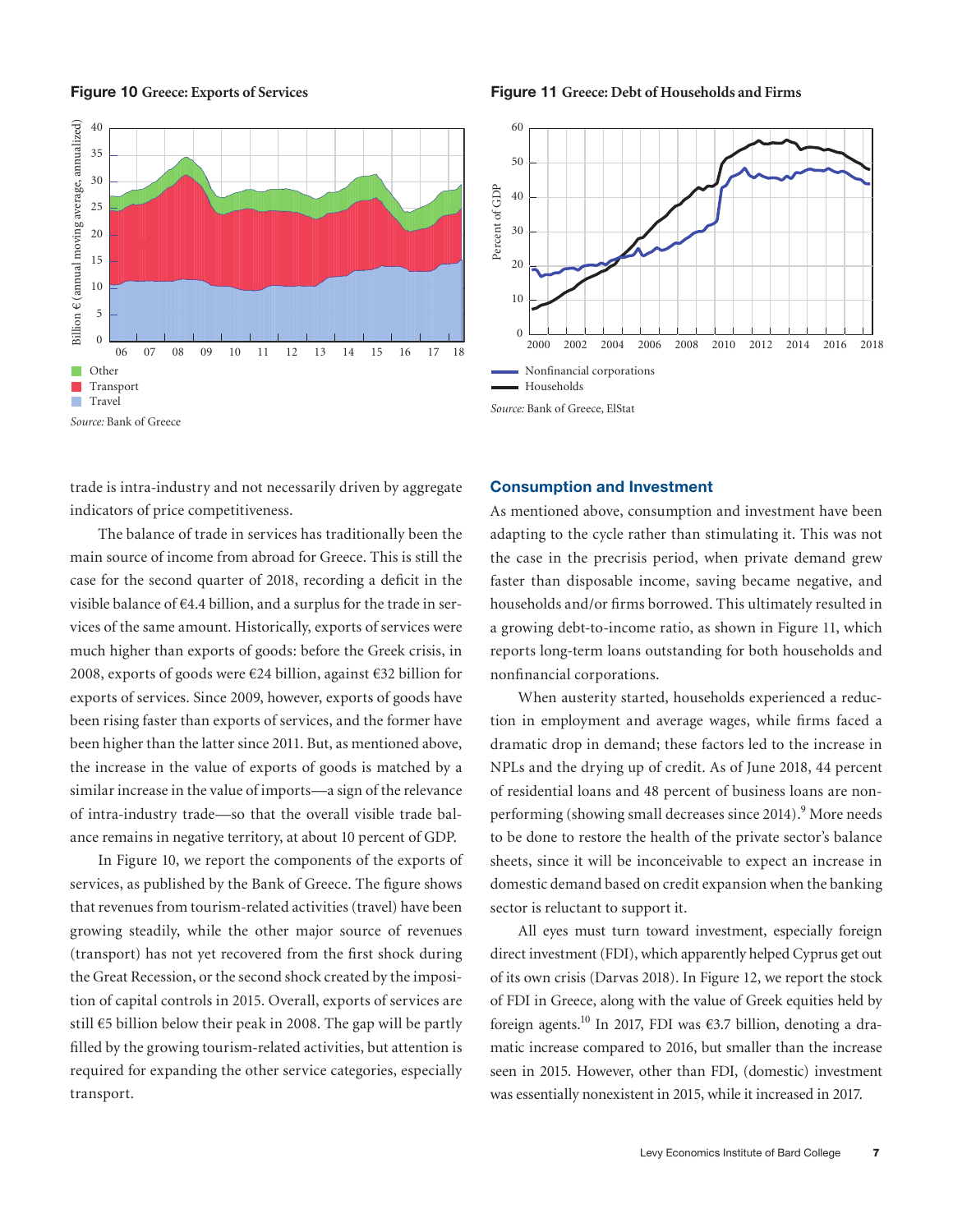**Figure 10** Greece: Exports of Services

Source: Bank of Greece

**Figure 11** Greece: Debt of Households and Firms

Source: Bank of Greece, ElStat

trade is intra-industry and not necessarily driven by aggregate indicators of price competitiveness.

The balance of trade in services has traditionally been the main source of income from abroad for Greece. This is still the case for the second quarter of 2018, recording a deficit in the visible balance of €4.4 billion, and a surplus for the trade in services of the same amount. Historically, exports of services were much higher than exports of goods: before the Greek crisis, in 2008, exports of goods were €24 billion, against €32 billion for exports of services. Since 2009, however, exports of goods have been rising faster than exports of services, and the former have been higher than the latter since 2011. But, as mentioned above, the increase in the value of exports of goods is matched by a similar increase in the value of imports—a sign of the relevance of intra-industry trade—so that the overall visible trade balance remains in negative territory, at about 10 percent of GDP.

In Figure 10, we report the components of the exports of services, as published by the Bank of Greece. The figure shows that revenues from tourism-related activities (travel) have been growing steadily, while the other major source of revenues (transport) has not yet recovered from the first shock during the Great Recession, or the second shock created by the imposition of capital controls in 2015. Overall, exports of services are still €5 billion below their peak in 2008. The gap will be partly filled by the growing tourism-related activities, but attention is required for expanding the other service categories, especially transport.

## Consumption and Investment

As mentioned above, consumption and investment have been adapting to the cycle rather than stimulating it. This was not the case in the precrisis period, when private demand grew faster than disposable income, saving became negative, and households and/or firms borrowed. This ultimately resulted in a growing debt-to-income ratio, as shown in Figure 11, which reports long-term loans outstanding for both households and nonfinancial corporations.

When austerity started, households experienced a reduction in employment and average wages, while firms faced a dramatic drop in demand; these factors led to the increase in NPLs and the drying up of credit. As of June 2018, 44 percent of residential loans and 48 percent of business loans are nonperforming (showing small decreases since 2014).[9] More needs to be done to restore the health of the private sector's balance sheets, since it will be inconceivable to expect an increase in domestic demand based on credit expansion when the banking sector is reluctant to support it.

All eyes must turn toward investment, especially foreign direct investment (FDI), which apparently helped Cyprus get out of its own crisis (Darvas 2018). In Figure 12, we report the stock of FDI in Greece, along with the value of Greek equities held by foreign agents.[10] In 2017, FDI was €3.7 billion, denoting a dramatic increase compared to 2016, but smaller than the increase seen in 2015. However, other than FDI, (domestic) investment was essentially nonexistent in 2015, while it increased in 2017.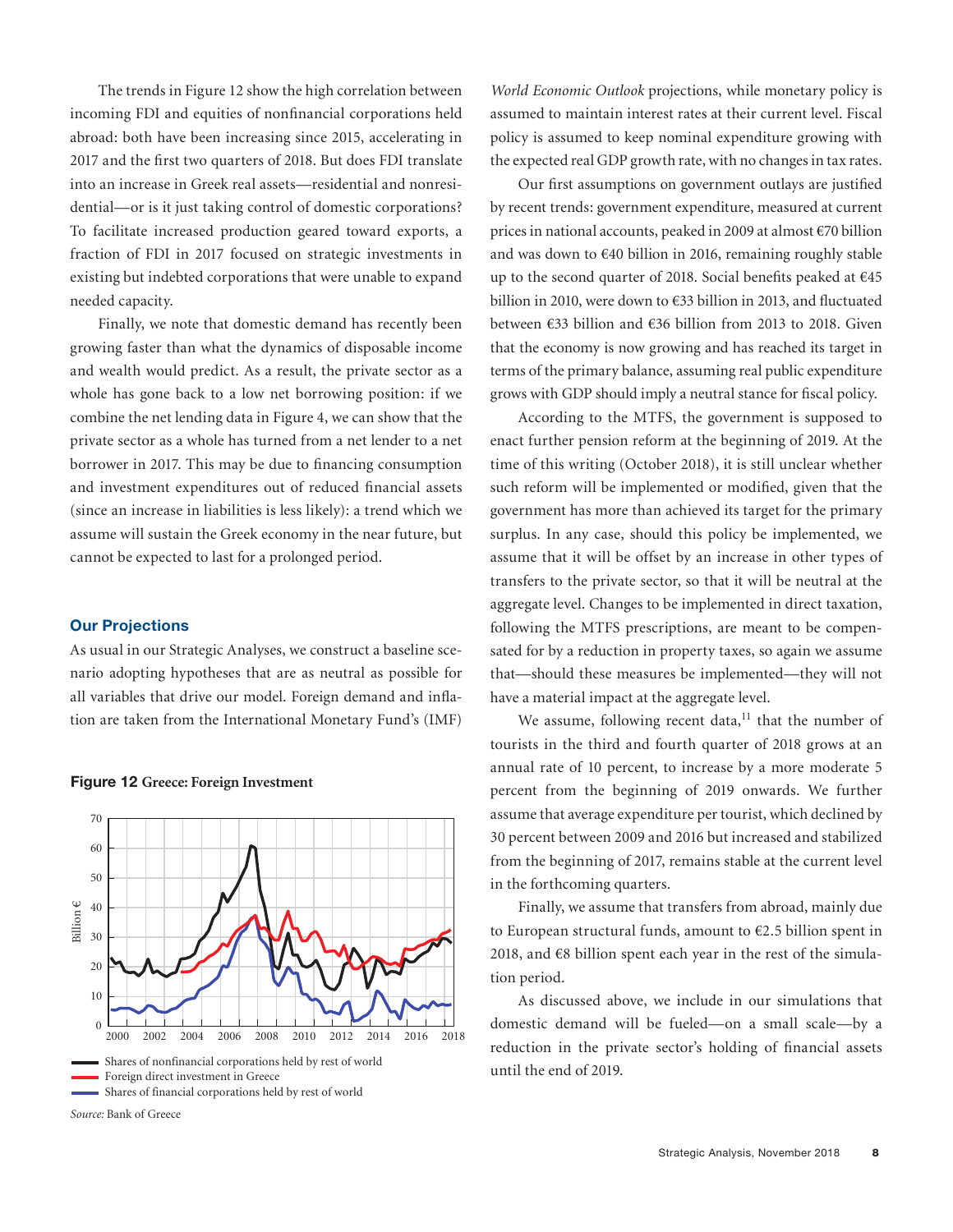The trends in Figure 12 show the high correlation between incoming FDI and equities of nonfinancial corporations held abroad: both have been increasing since 2015, accelerating in 2017 and the first two quarters of 2018. But does FDI translate into an increase in Greek real assets—residential and nonresidential—or is it just taking control of domestic corporations? To facilitate increased production geared toward exports, a fraction of FDI in 2017 focused on strategic investments in existing but indebted corporations that were unable to expand needed capacity.

Finally, we note that domestic demand has recently been growing faster than what the dynamics of disposable income and wealth would predict. As a result, the private sector as a whole has gone back to a low net borrowing position: if we combine the net lending data in Figure 4, we can show that the private sector as a whole has turned from a net lender to a net borrower in 2017. This may be due to financing consumption and investment expenditures out of reduced financial assets (since an increase in liabilities is less likely): a trend which we assume will sustain the Greek economy in the near future, but cannot be expected to last for a prolonged period.

## Our Projections

As usual in our Strategic Analyses, we construct a baseline scenario adopting hypotheses that are as neutral as possible for all variables that drive our model. Foreign demand and inflation are taken from the International Monetary Fund's (IMF) *World Economic Outlook* projections, while monetary policy is assumed to maintain interest rates at their current level. Fiscal policy is assumed to keep nominal expenditure growing with the expected real GDP growth rate, with no changes in tax rates.

**Figure 12** Greece: Foreign Investment

Shares of nonfinancial corporations held by rest of world
Foreign direct investment in Greece
Shares of financial corporations held by rest of world

*Source:* Bank of Greece

Our first assumptions on government outlays are justified by recent trends: government expenditure, measured at current prices in national accounts, peaked in 2009 at almost €70 billion and was down to €40 billion in 2016, remaining roughly stable up to the second quarter of 2018. Social benefits peaked at €45 billion in 2010, were down to €33 billion in 2013, and fluctuated between €33 billion and €36 billion from 2013 to 2018. Given that the economy is now growing and has reached its target in terms of the primary balance, assuming real public expenditure grows with GDP should imply a neutral stance for fiscal policy.

According to the MTFS, the government is supposed to enact further pension reform at the beginning of 2019. At the time of this writing (October 2018), it is still unclear whether such reform will be implemented or modified, given that the government has more than achieved its target for the primary surplus. In any case, should this policy be implemented, we assume that it will be offset by an increase in other types of transfers to the private sector, so that it will be neutral at the aggregate level. Changes to be implemented in direct taxation, following the MTFS prescriptions, are meant to be compensated for by a reduction in property taxes, so again we assume that—should these measures be implemented—they will not have a material impact at the aggregate level.

We assume, following recent data,[11] that the number of tourists in the third and fourth quarter of 2018 grows at an annual rate of 10 percent, to increase by a more moderate 5 percent from the beginning of 2019 onwards. We further assume that average expenditure per tourist, which declined by 30 percent between 2009 and 2016 but increased and stabilized from the beginning of 2017, remains stable at the current level in the forthcoming quarters.

Finally, we assume that transfers from abroad, mainly due to European structural funds, amount to €2.5 billion spent in 2018, and €8 billion spent each year in the rest of the simulation period.

As discussed above, we include in our simulations that domestic demand will be fueled—on a small scale—by a reduction in the private sector's holding of financial assets until the end of 2019.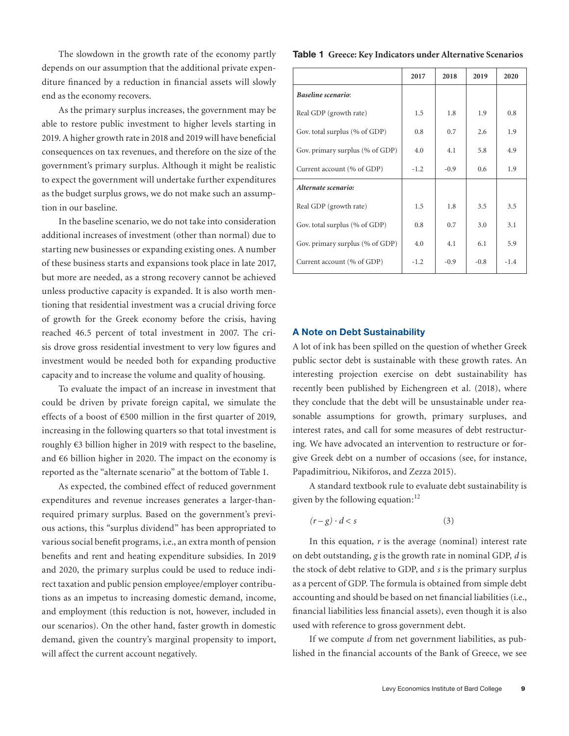The slowdown in the growth rate of the economy partly depends on our assumption that the additional private expenditure financed by a reduction in financial assets will slowly end as the economy recovers.

As the primary surplus increases, the government may be able to restore public investment to higher levels starting in 2019. A higher growth rate in 2018 and 2019 will have beneficial consequences on tax revenues, and therefore on the size of the government's primary surplus. Although it might be realistic to expect the government will undertake further expenditures as the budget surplus grows, we do not make such an assumption in our baseline.

In the baseline scenario, we do not take into consideration additional increases of investment (other than normal) due to starting new businesses or expanding existing ones. A number of these business starts and expansions took place in late 2017, but more are needed, as a strong recovery cannot be achieved unless productive capacity is expanded. It is also worth mentioning that residential investment was a crucial driving force of growth for the Greek economy before the crisis, having reached 46.5 percent of total investment in 2007. The crisis drove gross residential investment to very low figures and investment would be needed both for expanding productive capacity and to increase the volume and quality of housing.

To evaluate the impact of an increase in investment that could be driven by private foreign capital, we simulate the effects of a boost of €500 million in the first quarter of 2019, increasing in the following quarters so that total investment is roughly €3 billion higher in 2019 with respect to the baseline, and €6 billion higher in 2020. The impact on the economy is reported as the "alternate scenario" at the bottom of Table 1.

As expected, the combined effect of reduced government expenditures and revenue increases generates a larger-than-required primary surplus. Based on the government's previous actions, this "surplus dividend" has been appropriated to various social benefit programs, i.e., an extra month of pension benefits and rent and heating expenditure subsidies. In 2019 and 2020, the primary surplus could be used to reduce indirect taxation and public pension employee/employer contributions as an impetus to increasing domestic demand, income, and employment (this reduction is not, however, included in our scenarios). On the other hand, faster growth in domestic demand, given the country's marginal propensity to import, will affect the current account negatively.

**Table 1 Greece: Key Indicators under Alternative Scenarios**

| | 2017 | 2018 | 2019 | 2020 |
|---|---|---|---|---|
| ***Baseline scenario*:** | | | | |
| Real GDP (growth rate) | 1.5 | 1.8 | 1.9 | 0.8 |
| Gov. total surplus (% of GDP) | 0.8 | 0.7 | 2.6 | 1.9 |
| Gov. primary surplus (% of GDP) | 4.0 | 4.1 | 5.8 | 4.9 |
| Current account (% of GDP) | -1.2 | -0.9 | 0.6 | 1.9 |
| ***Alternate scenario:*** | | | | |
| Real GDP (growth rate) | 1.5 | 1.8 | 3.5 | 3.5 |
| Gov. total surplus (% of GDP) | 0.8 | 0.7 | 3.0 | 3.1 |
| Gov. primary surplus (% of GDP) | 4.0 | 4.1 | 6.1 | 5.9 |
| Current account (% of GDP) | -1.2 | -0.9 | -0.8 | -1.4 |

## A Note on Debt Sustainability

A lot of ink has been spilled on the question of whether Greek public sector debt is sustainable with these growth rates. An interesting projection exercise on debt sustainability has recently been published by Eichengreen et al. (2018), where they conclude that the debt will be unsustainable under reasonable assumptions for growth, primary surpluses, and interest rates, and call for some measures of debt restructuring. We have advocated an intervention to restructure or forgive Greek debt on a number of occasions (see, for instance, Papadimitriou, Nikiforos, and Zezza 2015).

A standard textbook rule to evaluate debt sustainability is given by the following equation:[12]

$$(r - g) \cdot d < s \qquad (3)$$

In this equation, $r$ is the average (nominal) interest rate on debt outstanding, $g$ is the growth rate in nominal GDP, $d$ is the stock of debt relative to GDP, and $s$ is the primary surplus as a percent of GDP. The formula is obtained from simple debt accounting and should be based on net financial liabilities (i.e., financial liabilities less financial assets), even though it is also used with reference to gross government debt.

If we compute $d$ from net government liabilities, as published in the financial accounts of the Bank of Greece, we see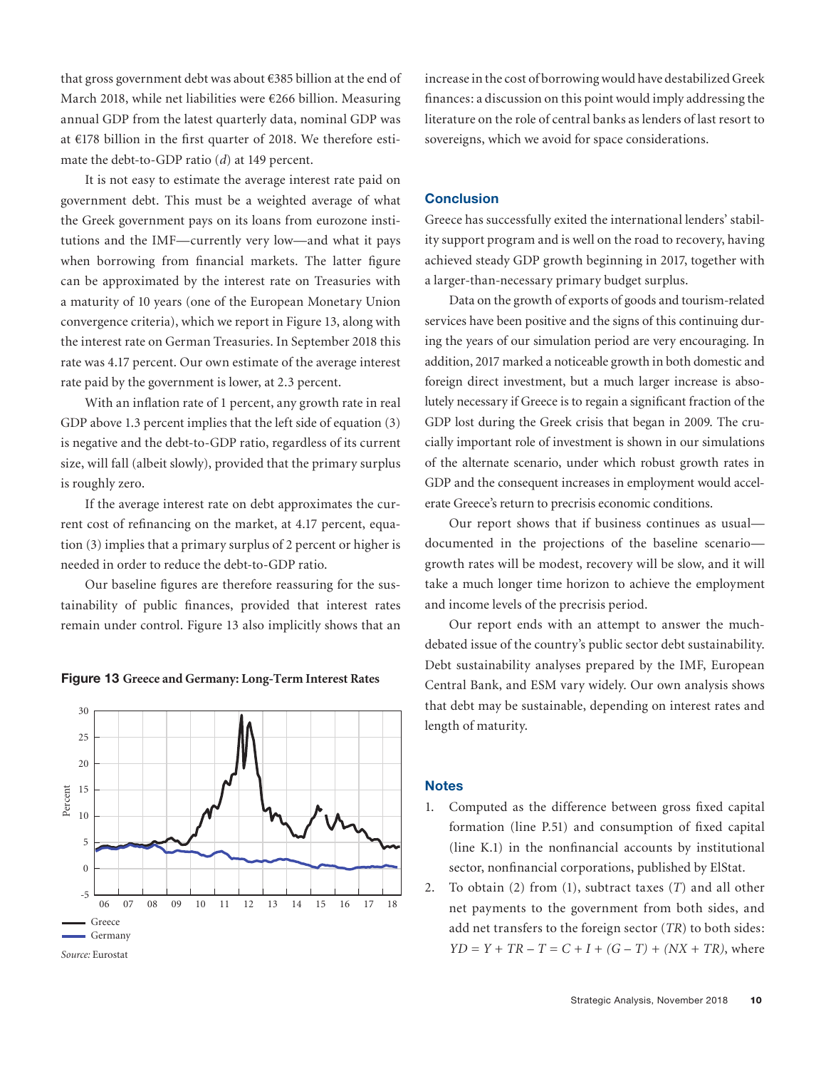that gross government debt was about €385 billion at the end of March 2018, while net liabilities were €266 billion. Measuring annual GDP from the latest quarterly data, nominal GDP was at €178 billion in the first quarter of 2018. We therefore estimate the debt-to-GDP ratio ($d$) at 149 percent.

It is not easy to estimate the average interest rate paid on government debt. This must be a weighted average of what the Greek government pays on its loans from eurozone institutions and the IMF—currently very low—and what it pays when borrowing from financial markets. The latter figure can be approximated by the interest rate on Treasuries with a maturity of 10 years (one of the European Monetary Union convergence criteria), which we report in Figure 13, along with the interest rate on German Treasuries. In September 2018 this rate was 4.17 percent. Our own estimate of the average interest rate paid by the government is lower, at 2.3 percent.

With an inflation rate of 1 percent, any growth rate in real GDP above 1.3 percent implies that the left side of equation (3) is negative and the debt-to-GDP ratio, regardless of its current size, will fall (albeit slowly), provided that the primary surplus is roughly zero.

If the average interest rate on debt approximates the current cost of refinancing on the market, at 4.17 percent, equation (3) implies that a primary surplus of 2 percent or higher is needed in order to reduce the debt-to-GDP ratio.

Our baseline figures are therefore reassuring for the sustainability of public finances, provided that interest rates remain under control. Figure 13 also implicitly shows that an increase in the cost of borrowing would have destabilized Greek finances: a discussion on this point would imply addressing the literature on the role of central banks as lenders of last resort to sovereigns, which we avoid for space considerations.

**Figure 13** **Greece and Germany: Long-Term Interest Rates**

*Source:* Eurostat

## Conclusion

Greece has successfully exited the international lenders' stability support program and is well on the road to recovery, having achieved steady GDP growth beginning in 2017, together with a larger-than-necessary primary budget surplus.

Data on the growth of exports of goods and tourism-related services have been positive and the signs of this continuing during the years of our simulation period are very encouraging. In addition, 2017 marked a noticeable growth in both domestic and foreign direct investment, but a much larger increase is absolutely necessary if Greece is to regain a significant fraction of the GDP lost during the Greek crisis that began in 2009. The crucially important role of investment is shown in our simulations of the alternate scenario, under which robust growth rates in GDP and the consequent increases in employment would accelerate Greece's return to precrisis economic conditions.

Our report shows that if business continues as usual—documented in the projections of the baseline scenario—growth rates will be modest, recovery will be slow, and it will take a much longer time horizon to achieve the employment and income levels of the precrisis period.

Our report ends with an attempt to answer the much-debated issue of the country's public sector debt sustainability. Debt sustainability analyses prepared by the IMF, European Central Bank, and ESM vary widely. Our own analysis shows that debt may be sustainable, depending on interest rates and length of maturity.

## Notes

1. Computed as the difference between gross fixed capital formation (line P.51) and consumption of fixed capital (line K.1) in the nonfinancial accounts by institutional sector, nonfinancial corporations, published by ElStat.
2. To obtain (2) from (1), subtract taxes ($T$) and all other net payments to the government from both sides, and add net transfers to the foreign sector ($TR$) to both sides: $YD = Y + TR - T = C + I + (G - T) + (NX + TR)$, where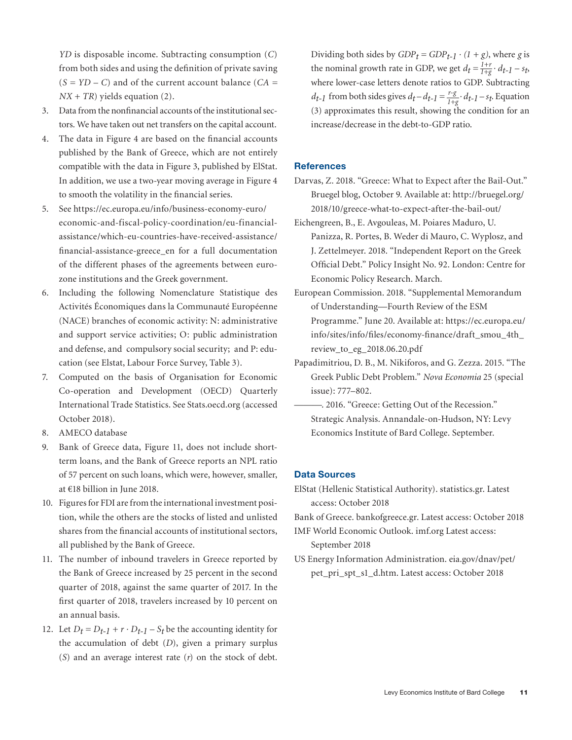$YD$ is disposable income. Subtracting consumption ($C$) from both sides and using the definition of private saving ($S = YD - C$) and of the current account balance ($CA = NX + TR$) yields equation (2).

3. Data from the nonfinancial accounts of the institutional sectors. We have taken out net transfers on the capital account.
4. The data in Figure 4 are based on the financial accounts published by the Bank of Greece, which are not entirely compatible with the data in Figure 3, published by ElStat. In addition, we use a two-year moving average in Figure 4 to smooth the volatility in the financial series.
5. See https://ec.europa.eu/info/business-economy-euro/economic-and-fiscal-policy-coordination/eu-financial-assistance/which-eu-countries-have-received-assistance/financial-assistance-greece_en for a full documentation of the different phases of the agreements between eurozone institutions and the Greek government.
6. Including the following Nomenclature Statistique des Activités Économiques dans la Communauté Européenne (NACE) branches of economic activity: N: administrative and support service activities; O: public administration and defense, and compulsory social security; and P: education (see Elstat, Labour Force Survey, Table 3).
7. Computed on the basis of Organisation for Economic Co-operation and Development (OECD) Quarterly International Trade Statistics. See Stats.oecd.org (accessed October 2018).
8. AMECO database
9. Bank of Greece data, Figure 11, does not include short-term loans, and the Bank of Greece reports an NPL ratio of 57 percent on such loans, which were, however, smaller, at €18 billion in June 2018.
10. Figures for FDI are from the international investment position, while the others are the stocks of listed and unlisted shares from the financial accounts of institutional sectors, all published by the Bank of Greece.
11. The number of inbound travelers in Greece reported by the Bank of Greece increased by 25 percent in the second quarter of 2018, against the same quarter of 2017. In the first quarter of 2018, travelers increased by 10 percent on an annual basis.
12. Let $D_t = D_{t-1} + r \cdot D_{t-1} - S_t$ be the accounting identity for the accumulation of debt ($D$), given a primary surplus ($S$) and an average interest rate ($r$) on the stock of debt. Dividing both sides by $GDP_t = GDP_{t-1} \cdot (1 + g)$, where $g$ is the nominal growth rate in GDP, we get $d_t = \frac{1+r}{1+g} \cdot d_{t-1} - s_t$, where lower-case letters denote ratios to GDP. Subtracting $d_{t-1}$ from both sides gives $d_t - d_{t-1} = \frac{r-g}{1+g} \cdot d_{t-1} - s_t$. Equation (3) approximates this result, showing the condition for an increase/decrease in the debt-to-GDP ratio.

## References

Darvas, Z. 2018. "Greece: What to Expect after the Bail-Out." Bruegel blog, October 9. Available at: http://bruegel.org/2018/10/greece-what-to-expect-after-the-bail-out/

Eichengreen, B., E. Avgouleas, M. Poiares Maduro, U. Panizza, R. Portes, B. Weder di Mauro, C. Wyplosz, and J. Zettelmeyer. 2018. "Independent Report on the Greek Official Debt." Policy Insight No. 92. London: Centre for Economic Policy Research. March.

European Commission. 2018. "Supplemental Memorandum of Understanding—Fourth Review of the ESM Programme." June 20. Available at: https://ec.europa.eu/info/sites/info/files/economy-finance/draft_smou_4th_review_to_eg_2018.06.20.pdf

Papadimitriou, D. B., M. Nikiforos, and G. Zezza. 2015. "The Greek Public Debt Problem." *Nova Economia* 25 (special issue): 777–802.

———. 2016. "Greece: Getting Out of the Recession." Strategic Analysis. Annandale-on-Hudson, NY: Levy Economics Institute of Bard College. September.

## Data Sources

ElStat (Hellenic Statistical Authority). statistics.gr. Latest access: October 2018

Bank of Greece. bankofgreece.gr. Latest access: October 2018

IMF World Economic Outlook. imf.org Latest access: September 2018

US Energy Information Administration. eia.gov/dnav/pet/pet_pri_spt_s1_d.htm. Latest access: October 2018